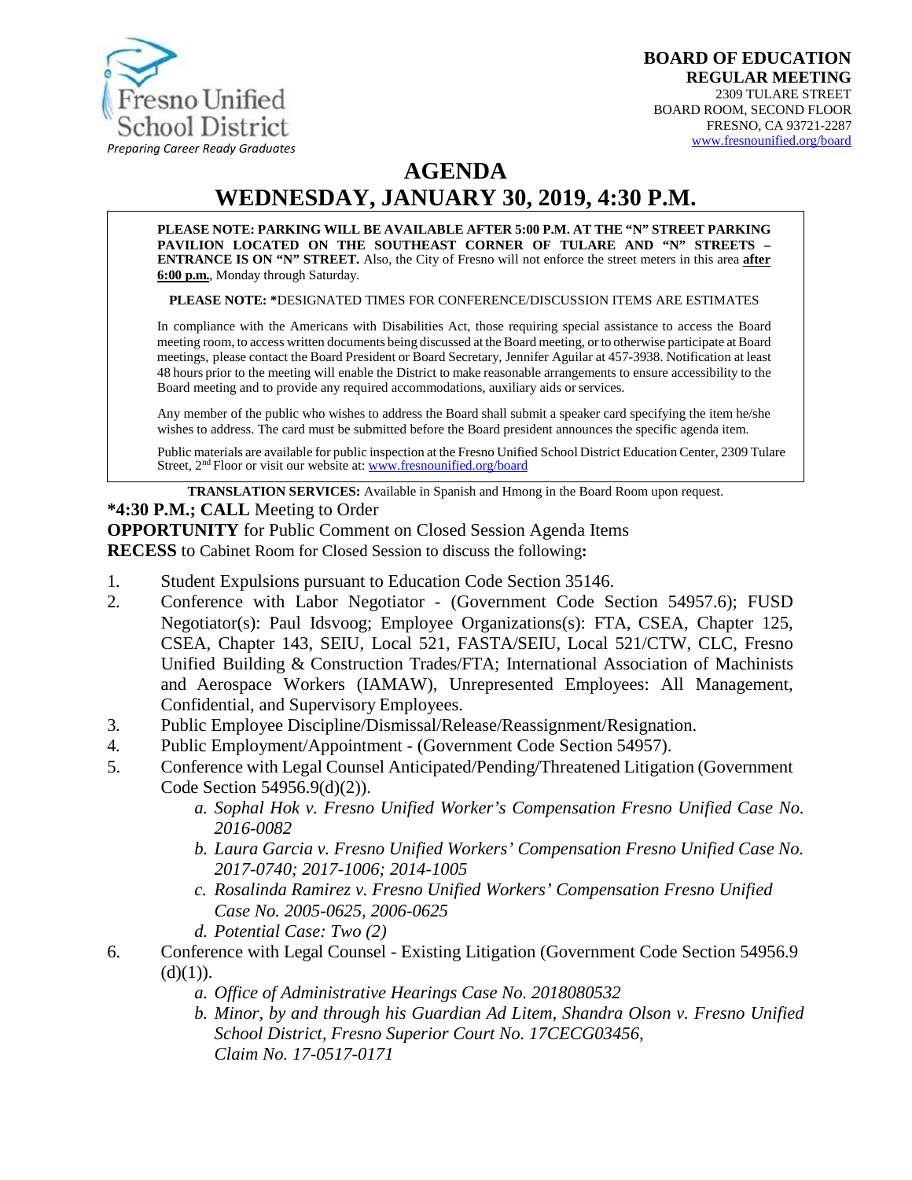Fresno Unified School District
*Preparing Career Ready Graduates*

**BOARD OF EDUCATION**
**REGULAR MEETING**
2309 TULARE STREET
BOARD ROOM, SECOND FLOOR
FRESNO, CA 93721-2287
www.fresnounified.org/board

# AGENDA
# WEDNESDAY, JANUARY 30, 2019, 4:30 P.M.

**PLEASE NOTE: PARKING WILL BE AVAILABLE AFTER 5:00 P.M. AT THE "N" STREET PARKING PAVILION LOCATED ON THE SOUTHEAST CORNER OF TULARE AND "N" STREETS – ENTRANCE IS ON "N" STREET.** Also, the City of Fresno will not enforce the street meters in this area **after 6:00 p.m.**, Monday through Saturday.

**PLEASE NOTE: ***DESIGNATED TIMES FOR CONFERENCE/DISCUSSION ITEMS ARE ESTIMATES

In compliance with the Americans with Disabilities Act, those requiring special assistance to access the Board meeting room, to access written documents being discussed at the Board meeting, or to otherwise participate at Board meetings, please contact the Board President or Board Secretary, Jennifer Aguilar at 457-3938. Notification at least 48 hours prior to the meeting will enable the District to make reasonable arrangements to ensure accessibility to the Board meeting and to provide any required accommodations, auxiliary aids or services.

Any member of the public who wishes to address the Board shall submit a speaker card specifying the item he/she wishes to address. The card must be submitted before the Board president announces the specific agenda item.

Public materials are available for public inspection at the Fresno Unified School District Education Center, 2309 Tulare Street, 2nd Floor or visit our website at: www.fresnounified.org/board

**TRANSLATION SERVICES:** Available in Spanish and Hmong in the Board Room upon request.

***4:30 P.M.; CALL** Meeting to Order
**OPPORTUNITY** for Public Comment on Closed Session Agenda Items
**RECESS** to Cabinet Room for Closed Session to discuss the following**:**

1. Student Expulsions pursuant to Education Code Section 35146.
2. Conference with Labor Negotiator - (Government Code Section 54957.6); FUSD Negotiator(s): Paul Idsvoog; Employee Organizations(s): FTA, CSEA, Chapter 125, CSEA, Chapter 143, SEIU, Local 521, FASTA/SEIU, Local 521/CTW, CLC, Fresno Unified Building & Construction Trades/FTA; International Association of Machinists and Aerospace Workers (IAMAW), Unrepresented Employees: All Management, Confidential, and Supervisory Employees.
3. Public Employee Discipline/Dismissal/Release/Reassignment/Resignation.
4. Public Employment/Appointment - (Government Code Section 54957).
5. Conference with Legal Counsel Anticipated/Pending/Threatened Litigation (Government Code Section 54956.9(d)(2)).
   a. *Sophal Hok v. Fresno Unified Worker's Compensation Fresno Unified Case No. 2016-0082*
   b. *Laura Garcia v. Fresno Unified Workers' Compensation Fresno Unified Case No. 2017-0740; 2017-1006; 2014-1005*
   c. *Rosalinda Ramirez v. Fresno Unified Workers' Compensation Fresno Unified Case No. 2005-0625, 2006-0625*
   d. *Potential Case: Two (2)*
6. Conference with Legal Counsel - Existing Litigation (Government Code Section 54956.9 (d)(1)).
   a. *Office of Administrative Hearings Case No. 2018080532*
   b. *Minor, by and through his Guardian Ad Litem, Shandra Olson v. Fresno Unified School District, Fresno Superior Court No. 17CECG03456, Claim No. 17-0517-0171*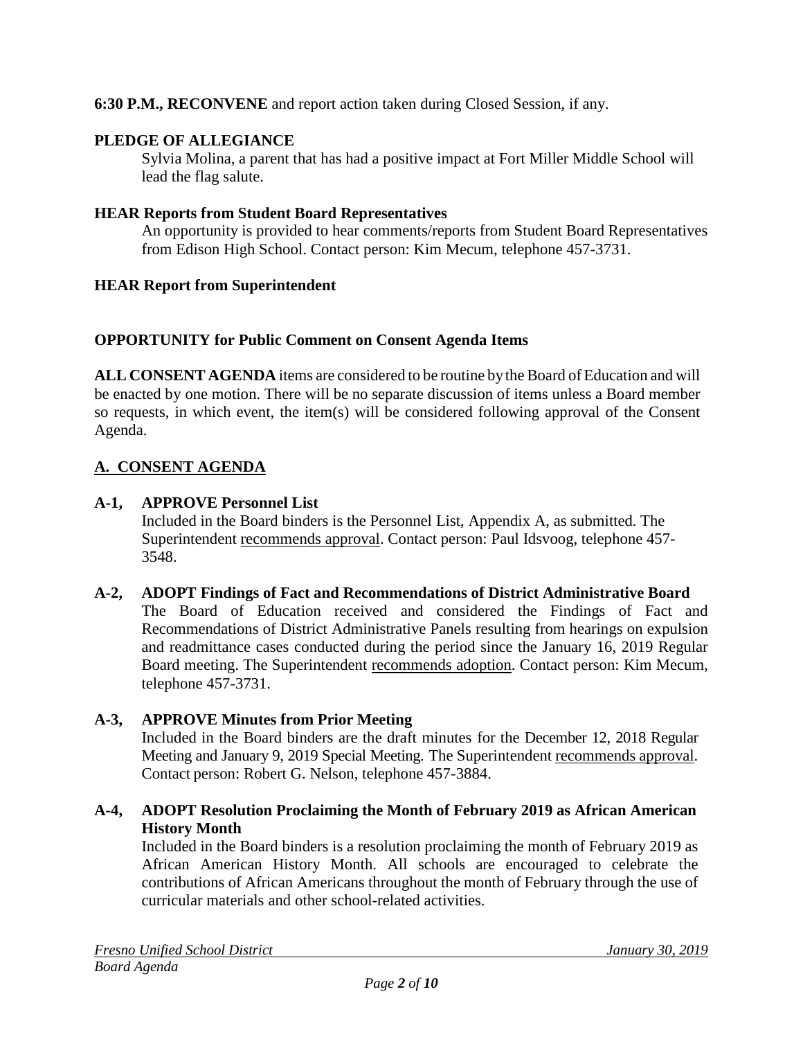**6:30 P.M., RECONVENE** and report action taken during Closed Session, if any.

**PLEDGE OF ALLEGIANCE**

Sylvia Molina, a parent that has had a positive impact at Fort Miller Middle School will lead the flag salute.

**HEAR Reports from Student Board Representatives**

An opportunity is provided to hear comments/reports from Student Board Representatives from Edison High School. Contact person: Kim Mecum, telephone 457-3731.

**HEAR Report from Superintendent**

**OPPORTUNITY for Public Comment on Consent Agenda Items**

**ALL CONSENT AGENDA** items are considered to be routine by the Board of Education and will be enacted by one motion. There will be no separate discussion of items unless a Board member so requests, in which event, the item(s) will be considered following approval of the Consent Agenda.

## A. CONSENT AGENDA

**A-1, APPROVE Personnel List**

Included in the Board binders is the Personnel List, Appendix A, as submitted. The Superintendent recommends approval. Contact person: Paul Idsvoog, telephone 457-3548.

**A-2, ADOPT Findings of Fact and Recommendations of District Administrative Board**

The Board of Education received and considered the Findings of Fact and Recommendations of District Administrative Panels resulting from hearings on expulsion and readmittance cases conducted during the period since the January 16, 2019 Regular Board meeting. The Superintendent recommends adoption. Contact person: Kim Mecum, telephone 457-3731.

**A-3, APPROVE Minutes from Prior Meeting**

Included in the Board binders are the draft minutes for the December 12, 2018 Regular Meeting and January 9, 2019 Special Meeting. The Superintendent recommends approval. Contact person: Robert G. Nelson, telephone 457-3884.

**A-4, ADOPT Resolution Proclaiming the Month of February 2019 as African American History Month**

Included in the Board binders is a resolution proclaiming the month of February 2019 as African American History Month. All schools are encouraged to celebrate the contributions of African Americans throughout the month of February through the use of curricular materials and other school-related activities.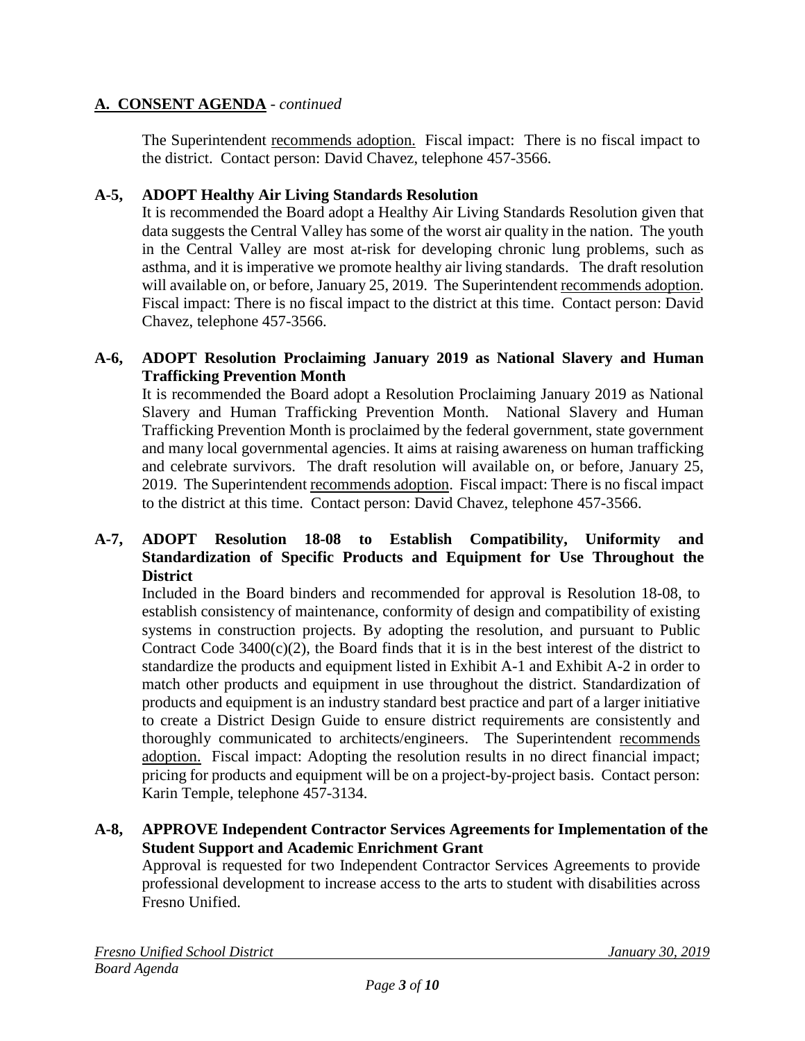## A. CONSENT AGENDA - *continued*

The Superintendent recommends adoption. Fiscal impact: There is no fiscal impact to the district. Contact person: David Chavez, telephone 457-3566.

**A-5, ADOPT Healthy Air Living Standards Resolution**

It is recommended the Board adopt a Healthy Air Living Standards Resolution given that data suggests the Central Valley has some of the worst air quality in the nation. The youth in the Central Valley are most at-risk for developing chronic lung problems, such as asthma, and it is imperative we promote healthy air living standards. The draft resolution will available on, or before, January 25, 2019. The Superintendent recommends adoption. Fiscal impact: There is no fiscal impact to the district at this time. Contact person: David Chavez, telephone 457-3566.

**A-6, ADOPT Resolution Proclaiming January 2019 as National Slavery and Human Trafficking Prevention Month**

It is recommended the Board adopt a Resolution Proclaiming January 2019 as National Slavery and Human Trafficking Prevention Month. National Slavery and Human Trafficking Prevention Month is proclaimed by the federal government, state government and many local governmental agencies. It aims at raising awareness on human trafficking and celebrate survivors. The draft resolution will available on, or before, January 25, 2019. The Superintendent recommends adoption. Fiscal impact: There is no fiscal impact to the district at this time. Contact person: David Chavez, telephone 457-3566.

**A-7, ADOPT Resolution 18-08 to Establish Compatibility, Uniformity and Standardization of Specific Products and Equipment for Use Throughout the District**

Included in the Board binders and recommended for approval is Resolution 18-08, to establish consistency of maintenance, conformity of design and compatibility of existing systems in construction projects. By adopting the resolution, and pursuant to Public Contract Code 3400(c)(2), the Board finds that it is in the best interest of the district to standardize the products and equipment listed in Exhibit A-1 and Exhibit A-2 in order to match other products and equipment in use throughout the district. Standardization of products and equipment is an industry standard best practice and part of a larger initiative to create a District Design Guide to ensure district requirements are consistently and thoroughly communicated to architects/engineers. The Superintendent recommends adoption. Fiscal impact: Adopting the resolution results in no direct financial impact; pricing for products and equipment will be on a project-by-project basis. Contact person: Karin Temple, telephone 457-3134.

**A-8, APPROVE Independent Contractor Services Agreements for Implementation of the Student Support and Academic Enrichment Grant**

Approval is requested for two Independent Contractor Services Agreements to provide professional development to increase access to the arts to student with disabilities across Fresno Unified.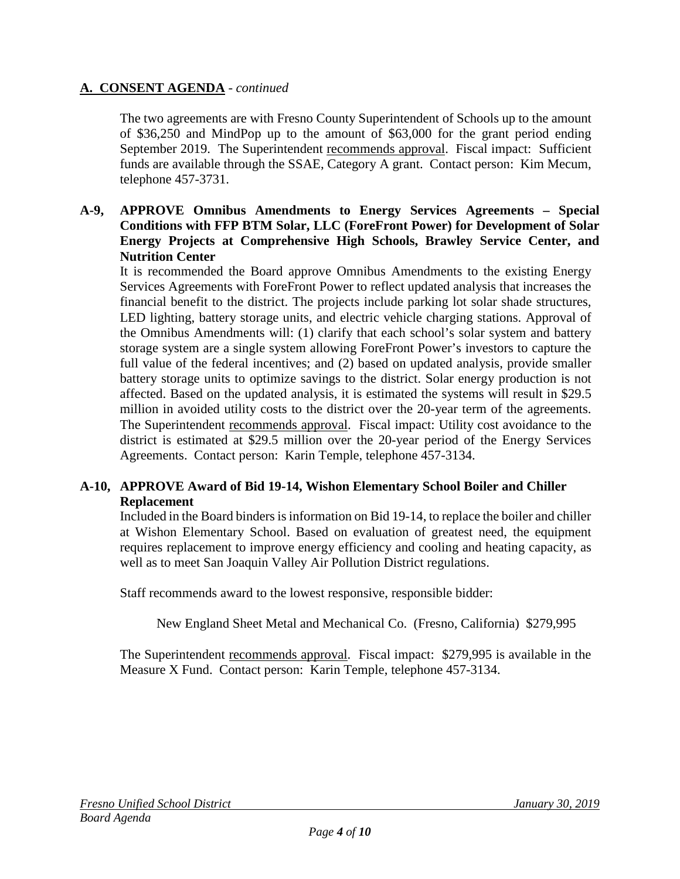**A. CONSENT AGENDA** - *continued*

The two agreements are with Fresno County Superintendent of Schools up to the amount of $36,250 and MindPop up to the amount of $63,000 for the grant period ending September 2019. The Superintendent recommends approval. Fiscal impact: Sufficient funds are available through the SSAE, Category A grant. Contact person: Kim Mecum, telephone 457-3731.

**A-9, APPROVE Omnibus Amendments to Energy Services Agreements – Special Conditions with FFP BTM Solar, LLC (ForeFront Power) for Development of Solar Energy Projects at Comprehensive High Schools, Brawley Service Center, and Nutrition Center**

It is recommended the Board approve Omnibus Amendments to the existing Energy Services Agreements with ForeFront Power to reflect updated analysis that increases the financial benefit to the district. The projects include parking lot solar shade structures, LED lighting, battery storage units, and electric vehicle charging stations. Approval of the Omnibus Amendments will: (1) clarify that each school's solar system and battery storage system are a single system allowing ForeFront Power's investors to capture the full value of the federal incentives; and (2) based on updated analysis, provide smaller battery storage units to optimize savings to the district. Solar energy production is not affected. Based on the updated analysis, it is estimated the systems will result in $29.5 million in avoided utility costs to the district over the 20-year term of the agreements. The Superintendent recommends approval. Fiscal impact: Utility cost avoidance to the district is estimated at $29.5 million over the 20-year period of the Energy Services Agreements. Contact person: Karin Temple, telephone 457-3134.

**A-10, APPROVE Award of Bid 19-14, Wishon Elementary School Boiler and Chiller Replacement**

Included in the Board binders is information on Bid 19-14, to replace the boiler and chiller at Wishon Elementary School. Based on evaluation of greatest need, the equipment requires replacement to improve energy efficiency and cooling and heating capacity, as well as to meet San Joaquin Valley Air Pollution District regulations.

Staff recommends award to the lowest responsive, responsible bidder:

New England Sheet Metal and Mechanical Co. (Fresno, California) $279,995

The Superintendent recommends approval. Fiscal impact: $279,995 is available in the Measure X Fund. Contact person: Karin Temple, telephone 457-3134.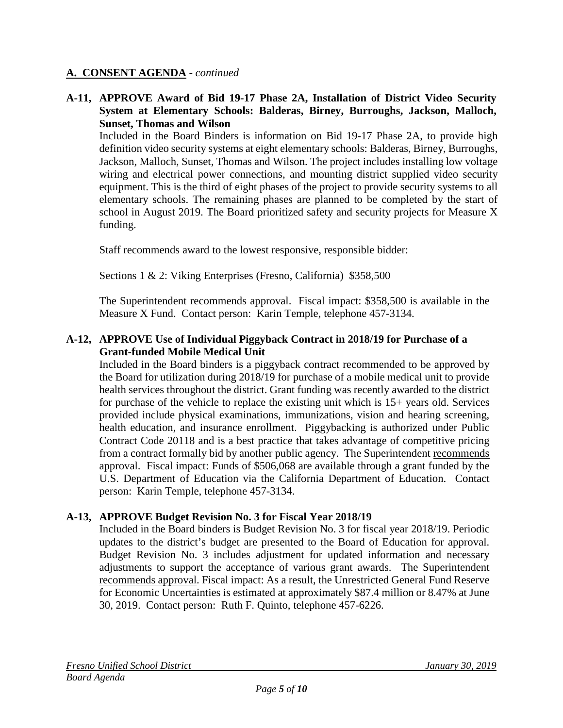## A. CONSENT AGENDA - *continued*

**A-11, APPROVE Award of Bid 19-17 Phase 2A, Installation of District Video Security System at Elementary Schools: Balderas, Birney, Burroughs, Jackson, Malloch, Sunset, Thomas and Wilson**

Included in the Board Binders is information on Bid 19-17 Phase 2A, to provide high definition video security systems at eight elementary schools: Balderas, Birney, Burroughs, Jackson, Malloch, Sunset, Thomas and Wilson. The project includes installing low voltage wiring and electrical power connections, and mounting district supplied video security equipment. This is the third of eight phases of the project to provide security systems to all elementary schools. The remaining phases are planned to be completed by the start of school in August 2019. The Board prioritized safety and security projects for Measure X funding.

Staff recommends award to the lowest responsive, responsible bidder:

Sections 1 & 2: Viking Enterprises (Fresno, California) $358,500

The Superintendent recommends approval. Fiscal impact: $358,500 is available in the Measure X Fund. Contact person: Karin Temple, telephone 457-3134.

**A-12, APPROVE Use of Individual Piggyback Contract in 2018/19 for Purchase of a Grant-funded Mobile Medical Unit**

Included in the Board binders is a piggyback contract recommended to be approved by the Board for utilization during 2018/19 for purchase of a mobile medical unit to provide health services throughout the district. Grant funding was recently awarded to the district for purchase of the vehicle to replace the existing unit which is 15+ years old. Services provided include physical examinations, immunizations, vision and hearing screening, health education, and insurance enrollment. Piggybacking is authorized under Public Contract Code 20118 and is a best practice that takes advantage of competitive pricing from a contract formally bid by another public agency. The Superintendent recommends approval. Fiscal impact: Funds of $506,068 are available through a grant funded by the U.S. Department of Education via the California Department of Education. Contact person: Karin Temple, telephone 457-3134.

**A-13, APPROVE Budget Revision No. 3 for Fiscal Year 2018/19**

Included in the Board binders is Budget Revision No. 3 for fiscal year 2018/19. Periodic updates to the district's budget are presented to the Board of Education for approval. Budget Revision No. 3 includes adjustment for updated information and necessary adjustments to support the acceptance of various grant awards. The Superintendent recommends approval. Fiscal impact: As a result, the Unrestricted General Fund Reserve for Economic Uncertainties is estimated at approximately $87.4 million or 8.47% at June 30, 2019. Contact person: Ruth F. Quinto, telephone 457-6226.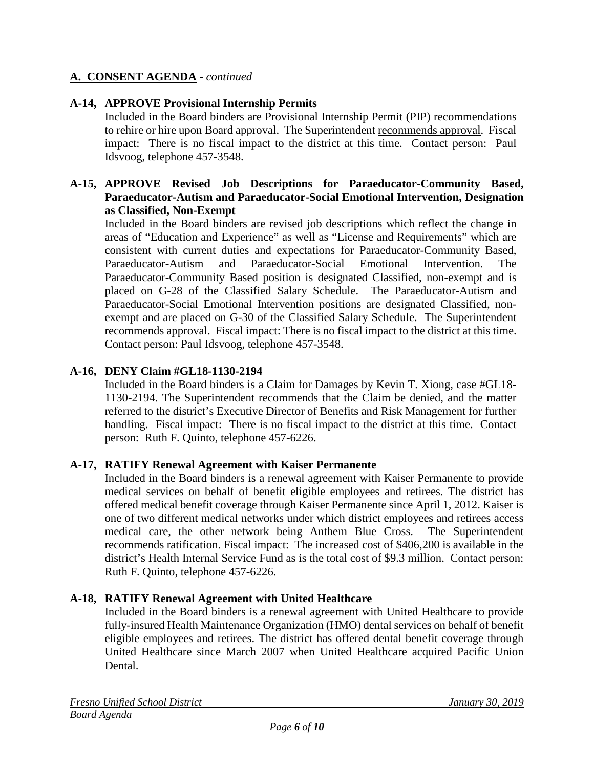## A. CONSENT AGENDA - *continued*

### A-14, APPROVE Provisional Internship Permits

Included in the Board binders are Provisional Internship Permit (PIP) recommendations to rehire or hire upon Board approval. The Superintendent recommends approval. Fiscal impact: There is no fiscal impact to the district at this time. Contact person: Paul Idsvoog, telephone 457-3548.

### A-15, APPROVE Revised Job Descriptions for Paraeducator-Community Based, Paraeducator-Autism and Paraeducator-Social Emotional Intervention, Designation as Classified, Non-Exempt

Included in the Board binders are revised job descriptions which reflect the change in areas of "Education and Experience" as well as "License and Requirements" which are consistent with current duties and expectations for Paraeducator-Community Based, Paraeducator-Autism and Paraeducator-Social Emotional Intervention. The Paraeducator-Community Based position is designated Classified, non-exempt and is placed on G-28 of the Classified Salary Schedule. The Paraeducator-Autism and Paraeducator-Social Emotional Intervention positions are designated Classified, non-exempt and are placed on G-30 of the Classified Salary Schedule. The Superintendent recommends approval. Fiscal impact: There is no fiscal impact to the district at this time. Contact person: Paul Idsvoog, telephone 457-3548.

### A-16, DENY Claim #GL18-1130-2194

Included in the Board binders is a Claim for Damages by Kevin T. Xiong, case #GL18-1130-2194. The Superintendent recommends that the Claim be denied, and the matter referred to the district's Executive Director of Benefits and Risk Management for further handling. Fiscal impact: There is no fiscal impact to the district at this time. Contact person: Ruth F. Quinto, telephone 457-6226.

### A-17, RATIFY Renewal Agreement with Kaiser Permanente

Included in the Board binders is a renewal agreement with Kaiser Permanente to provide medical services on behalf of benefit eligible employees and retirees. The district has offered medical benefit coverage through Kaiser Permanente since April 1, 2012. Kaiser is one of two different medical networks under which district employees and retirees access medical care, the other network being Anthem Blue Cross. The Superintendent recommends ratification. Fiscal impact: The increased cost of $406,200 is available in the district's Health Internal Service Fund as is the total cost of $9.3 million. Contact person: Ruth F. Quinto, telephone 457-6226.

### A-18, RATIFY Renewal Agreement with United Healthcare

Included in the Board binders is a renewal agreement with United Healthcare to provide fully-insured Health Maintenance Organization (HMO) dental services on behalf of benefit eligible employees and retirees. The district has offered dental benefit coverage through United Healthcare since March 2007 when United Healthcare acquired Pacific Union Dental.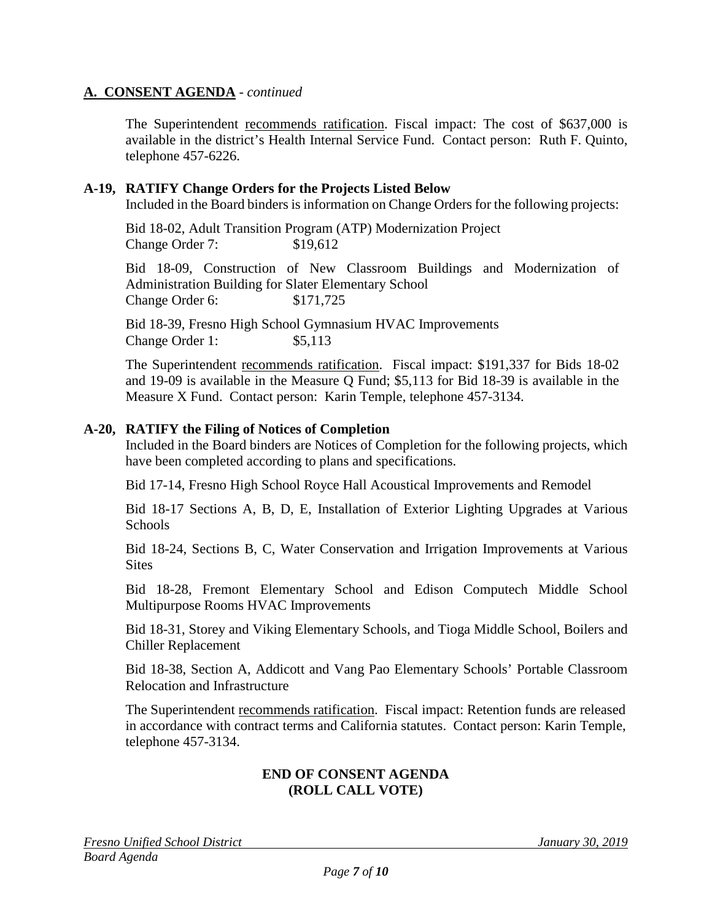## A. CONSENT AGENDA - *continued*

The Superintendent recommends ratification. Fiscal impact: The cost of $637,000 is available in the district's Health Internal Service Fund. Contact person: Ruth F. Quinto, telephone 457-6226.

**A-19, RATIFY Change Orders for the Projects Listed Below**

Included in the Board binders is information on Change Orders for the following projects:

Bid 18-02, Adult Transition Program (ATP) Modernization Project
Change Order 7: $19,612

Bid 18-09, Construction of New Classroom Buildings and Modernization of Administration Building for Slater Elementary School
Change Order 6: $171,725

Bid 18-39, Fresno High School Gymnasium HVAC Improvements
Change Order 1: $5,113

The Superintendent recommends ratification. Fiscal impact: $191,337 for Bids 18-02 and 19-09 is available in the Measure Q Fund; $5,113 for Bid 18-39 is available in the Measure X Fund. Contact person: Karin Temple, telephone 457-3134.

**A-20, RATIFY the Filing of Notices of Completion**

Included in the Board binders are Notices of Completion for the following projects, which have been completed according to plans and specifications.

Bid 17-14, Fresno High School Royce Hall Acoustical Improvements and Remodel

Bid 18-17 Sections A, B, D, E, Installation of Exterior Lighting Upgrades at Various Schools

Bid 18-24, Sections B, C, Water Conservation and Irrigation Improvements at Various Sites

Bid 18-28, Fremont Elementary School and Edison Computech Middle School Multipurpose Rooms HVAC Improvements

Bid 18-31, Storey and Viking Elementary Schools, and Tioga Middle School, Boilers and Chiller Replacement

Bid 18-38, Section A, Addicott and Vang Pao Elementary Schools' Portable Classroom Relocation and Infrastructure

The Superintendent recommends ratification. Fiscal impact: Retention funds are released in accordance with contract terms and California statutes. Contact person: Karin Temple, telephone 457-3134.

**END OF CONSENT AGENDA**
**(ROLL CALL VOTE)**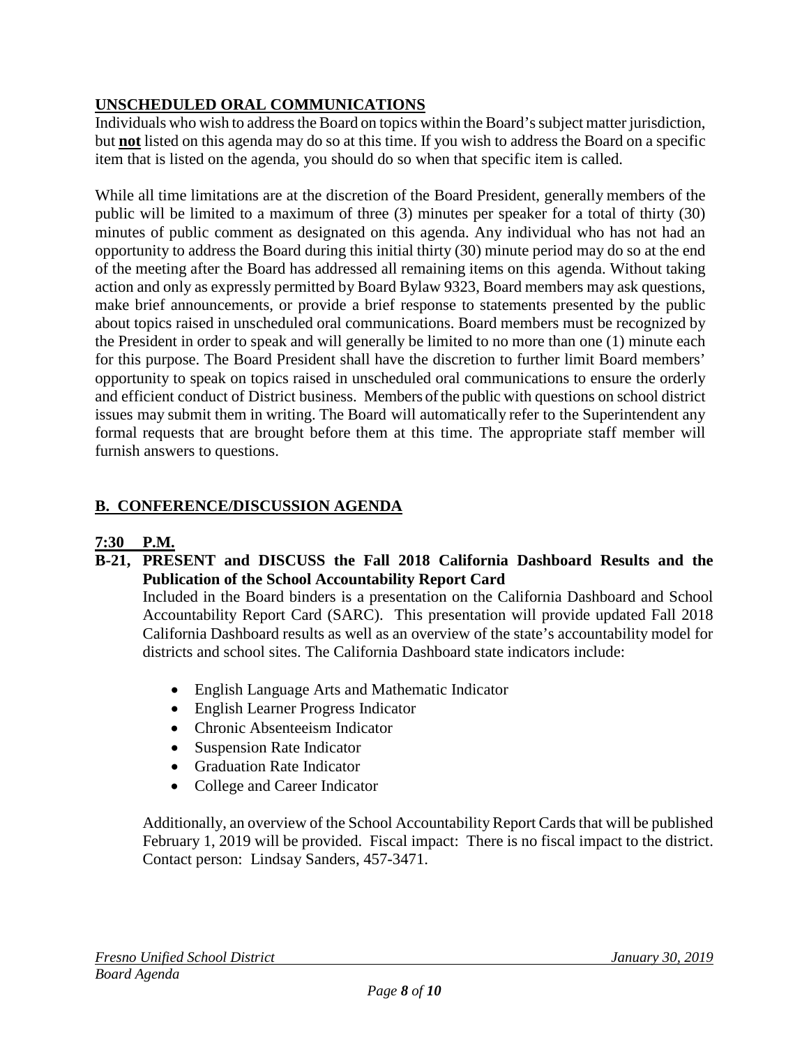## UNSCHEDULED ORAL COMMUNICATIONS

Individuals who wish to address the Board on topics within the Board's subject matter jurisdiction, but **not** listed on this agenda may do so at this time. If you wish to address the Board on a specific item that is listed on the agenda, you should do so when that specific item is called.

While all time limitations are at the discretion of the Board President, generally members of the public will be limited to a maximum of three (3) minutes per speaker for a total of thirty (30) minutes of public comment as designated on this agenda. Any individual who has not had an opportunity to address the Board during this initial thirty (30) minute period may do so at the end of the meeting after the Board has addressed all remaining items on this agenda. Without taking action and only as expressly permitted by Board Bylaw 9323, Board members may ask questions, make brief announcements, or provide a brief response to statements presented by the public about topics raised in unscheduled oral communications. Board members must be recognized by the President in order to speak and will generally be limited to no more than one (1) minute each for this purpose. The Board President shall have the discretion to further limit Board members' opportunity to speak on topics raised in unscheduled oral communications to ensure the orderly and efficient conduct of District business. Members of the public with questions on school district issues may submit them in writing. The Board will automatically refer to the Superintendent any formal requests that are brought before them at this time. The appropriate staff member will furnish answers to questions.

## B. CONFERENCE/DISCUSSION AGENDA

### 7:30 P.M.

**B-21, PRESENT and DISCUSS the Fall 2018 California Dashboard Results and the Publication of the School Accountability Report Card**

Included in the Board binders is a presentation on the California Dashboard and School Accountability Report Card (SARC). This presentation will provide updated Fall 2018 California Dashboard results as well as an overview of the state's accountability model for districts and school sites. The California Dashboard state indicators include:

- English Language Arts and Mathematic Indicator
- English Learner Progress Indicator
- Chronic Absenteeism Indicator
- Suspension Rate Indicator
- Graduation Rate Indicator
- College and Career Indicator

Additionally, an overview of the School Accountability Report Cards that will be published February 1, 2019 will be provided. Fiscal impact: There is no fiscal impact to the district. Contact person: Lindsay Sanders, 457-3471.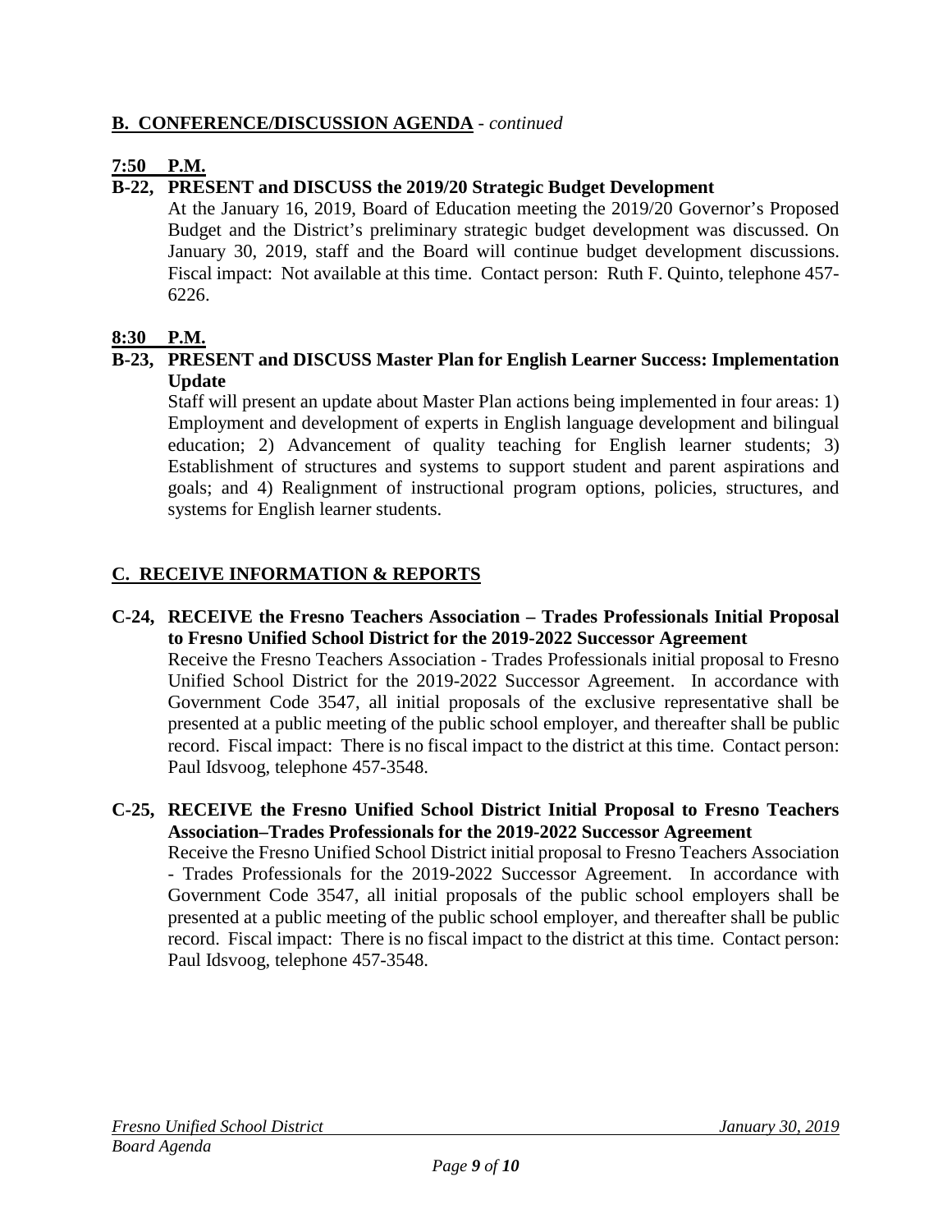## **B. CONFERENCE/DISCUSSION AGENDA** - *continued*

**7:50 P.M.**

**B-22, PRESENT and DISCUSS the 2019/20 Strategic Budget Development**

At the January 16, 2019, Board of Education meeting the 2019/20 Governor's Proposed Budget and the District's preliminary strategic budget development was discussed. On January 30, 2019, staff and the Board will continue budget development discussions. Fiscal impact: Not available at this time. Contact person: Ruth F. Quinto, telephone 457-6226.

**8:30 P.M.**

**B-23, PRESENT and DISCUSS Master Plan for English Learner Success: Implementation Update**

Staff will present an update about Master Plan actions being implemented in four areas: 1) Employment and development of experts in English language development and bilingual education; 2) Advancement of quality teaching for English learner students; 3) Establishment of structures and systems to support student and parent aspirations and goals; and 4) Realignment of instructional program options, policies, structures, and systems for English learner students.

## **C. RECEIVE INFORMATION & REPORTS**

**C-24, RECEIVE the Fresno Teachers Association – Trades Professionals Initial Proposal to Fresno Unified School District for the 2019-2022 Successor Agreement**

Receive the Fresno Teachers Association - Trades Professionals initial proposal to Fresno Unified School District for the 2019-2022 Successor Agreement. In accordance with Government Code 3547, all initial proposals of the exclusive representative shall be presented at a public meeting of the public school employer, and thereafter shall be public record. Fiscal impact: There is no fiscal impact to the district at this time. Contact person: Paul Idsvoog, telephone 457-3548.

**C-25, RECEIVE the Fresno Unified School District Initial Proposal to Fresno Teachers Association–Trades Professionals for the 2019-2022 Successor Agreement**

Receive the Fresno Unified School District initial proposal to Fresno Teachers Association - Trades Professionals for the 2019-2022 Successor Agreement. In accordance with Government Code 3547, all initial proposals of the public school employers shall be presented at a public meeting of the public school employer, and thereafter shall be public record. Fiscal impact: There is no fiscal impact to the district at this time. Contact person: Paul Idsvoog, telephone 457-3548.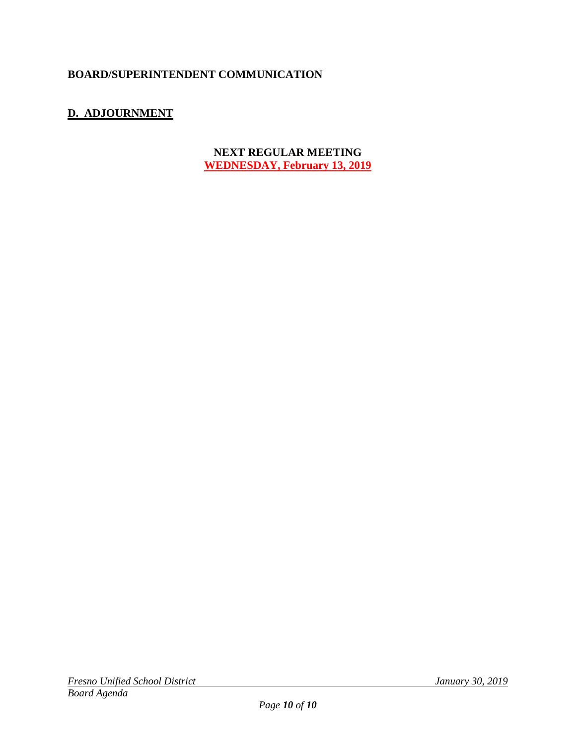**BOARD/SUPERINTENDENT COMMUNICATION**

## D. ADJOURNMENT

**NEXT REGULAR MEETING**
**WEDNESDAY, February 13, 2019**